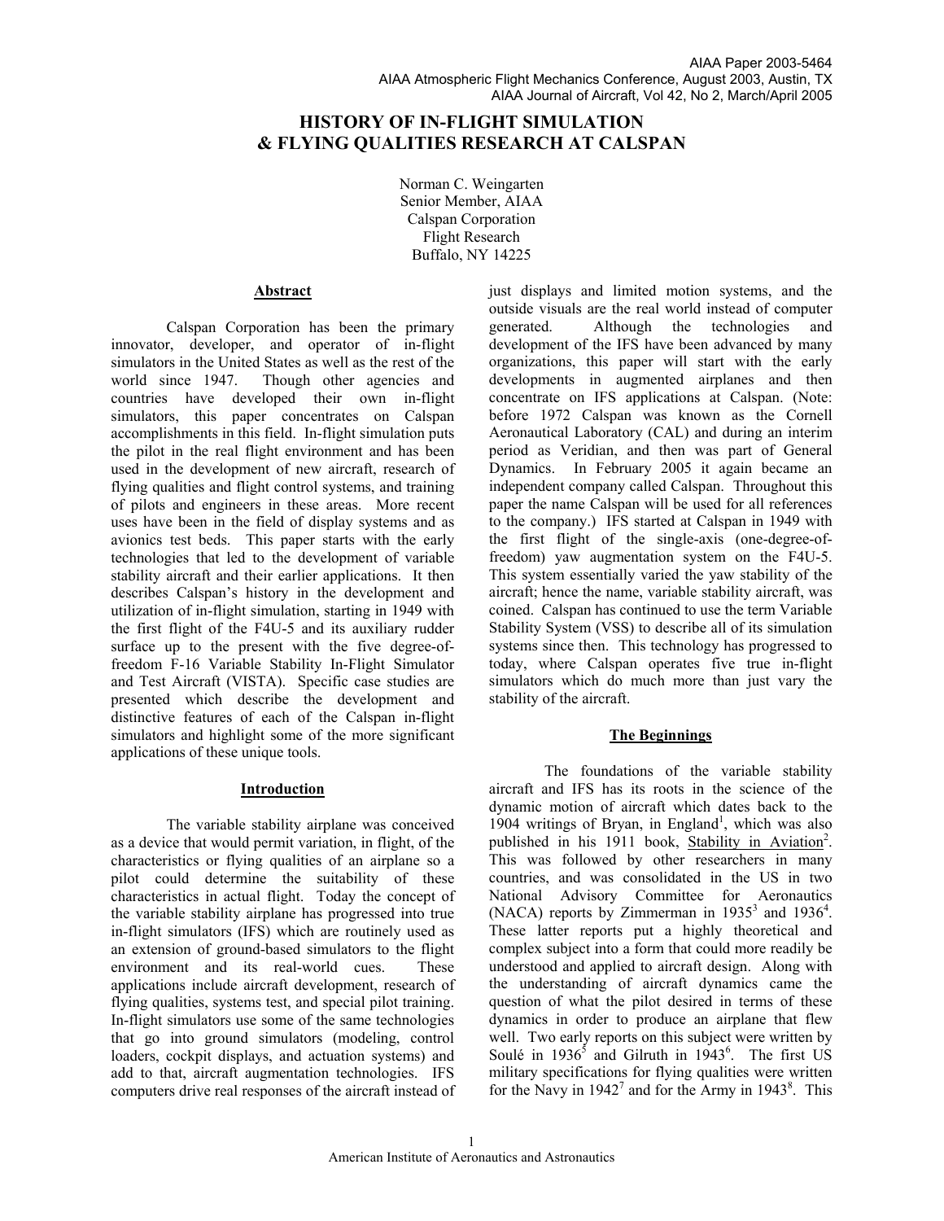AIAA Paper 2003-5464
AIAA Atmospheric Flight Mechanics Conference, August 2003, Austin, TX
AIAA Journal of Aircraft, Vol 42, No 2, March/April 2005

# HISTORY OF IN-FLIGHT SIMULATION & FLYING QUALITIES RESEARCH AT CALSPAN

Norman C. Weingarten
Senior Member, AIAA
Calspan Corporation
Flight Research
Buffalo, NY 14225

## Abstract

Calspan Corporation has been the primary innovator, developer, and operator of in-flight simulators in the United States as well as the rest of the world since 1947. Though other agencies and countries have developed their own in-flight simulators, this paper concentrates on Calspan accomplishments in this field. In-flight simulation puts the pilot in the real flight environment and has been used in the development of new aircraft, research of flying qualities and flight control systems, and training of pilots and engineers in these areas. More recent uses have been in the field of display systems and as avionics test beds. This paper starts with the early technologies that led to the development of variable stability aircraft and their earlier applications. It then describes Calspan's history in the development and utilization of in-flight simulation, starting in 1949 with the first flight of the F4U-5 and its auxiliary rudder surface up to the present with the five degree-of-freedom F-16 Variable Stability In-Flight Simulator and Test Aircraft (VISTA). Specific case studies are presented which describe the development and distinctive features of each of the Calspan in-flight simulators and highlight some of the more significant applications of these unique tools.

## Introduction

The variable stability airplane was conceived as a device that would permit variation, in flight, of the characteristics or flying qualities of an airplane so a pilot could determine the suitability of these characteristics in actual flight. Today the concept of the variable stability airplane has progressed into true in-flight simulators (IFS) which are routinely used as an extension of ground-based simulators to the flight environment and its real-world cues. These applications include aircraft development, research of flying qualities, systems test, and special pilot training. In-flight simulators use some of the same technologies that go into ground simulators (modeling, control loaders, cockpit displays, and actuation systems) and add to that, aircraft augmentation technologies. IFS computers drive real responses of the aircraft instead of just displays and limited motion systems, and the outside visuals are the real world instead of computer generated. Although the technologies and development of the IFS have been advanced by many organizations, this paper will start with the early developments in augmented airplanes and then concentrate on IFS applications at Calspan. (Note: before 1972 Calspan was known as the Cornell Aeronautical Laboratory (CAL) and during an interim period as Veridian, and then was part of General Dynamics. In February 2005 it again became an independent company called Calspan. Throughout this paper the name Calspan will be used for all references to the company.) IFS started at Calspan in 1949 with the first flight of the single-axis (one-degree-of-freedom) yaw augmentation system on the F4U-5. This system essentially varied the yaw stability of the aircraft; hence the name, variable stability aircraft, was coined. Calspan has continued to use the term Variable Stability System (VSS) to describe all of its simulation systems since then. This technology has progressed to today, where Calspan operates five true in-flight simulators which do much more than just vary the stability of the aircraft.

## The Beginnings

The foundations of the variable stability aircraft and IFS has its roots in the science of the dynamic motion of aircraft which dates back to the 1904 writings of Bryan, in England[1], which was also published in his 1911 book, Stability in Aviation[2]. This was followed by other researchers in many countries, and was consolidated in the US in two National Advisory Committee for Aeronautics (NACA) reports by Zimmerman in 1935[3] and 1936[4]. These latter reports put a highly theoretical and complex subject into a form that could more readily be understood and applied to aircraft design. Along with the understanding of aircraft dynamics came the question of what the pilot desired in terms of these dynamics in order to produce an airplane that flew well. Two early reports on this subject were written by Soulé in 1936[5] and Gilruth in 1943[6]. The first US military specifications for flying qualities were written for the Navy in 1942[7] and for the Army in 1943[8]. This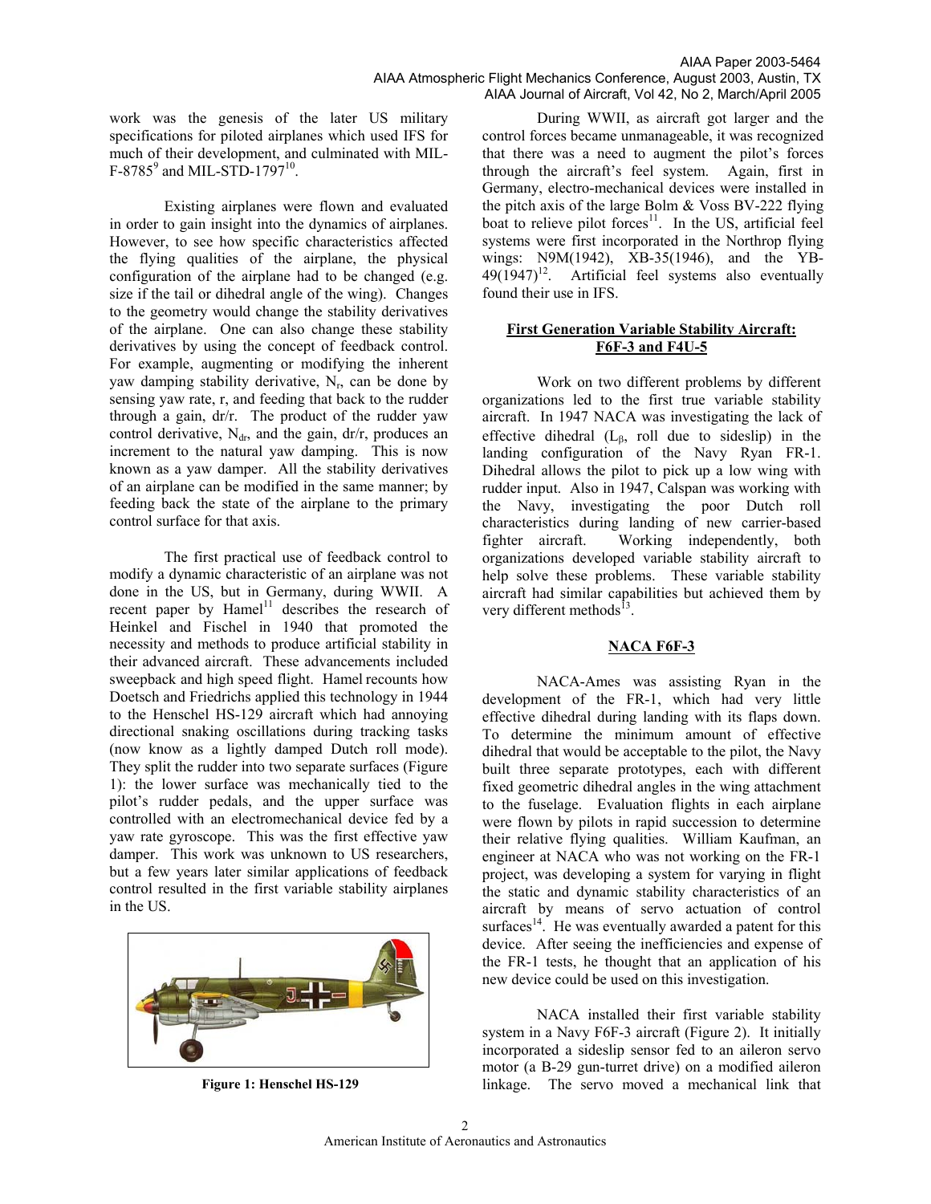work was the genesis of the later US military specifications for piloted airplanes which used IFS for much of their development, and culminated with MIL-F-8785[9] and MIL-STD-1797[10].

Existing airplanes were flown and evaluated in order to gain insight into the dynamics of airplanes. However, to see how specific characteristics affected the flying qualities of the airplane, the physical configuration of the airplane had to be changed (e.g. size if the tail or dihedral angle of the wing). Changes to the geometry would change the stability derivatives of the airplane. One can also change these stability derivatives by using the concept of feedback control. For example, augmenting or modifying the inherent yaw damping stability derivative, $N_r$, can be done by sensing yaw rate, r, and feeding that back to the rudder through a gain, dr/r. The product of the rudder yaw control derivative, $N_{dr}$, and the gain, dr/r, produces an increment to the natural yaw damping. This is now known as a yaw damper. All the stability derivatives of an airplane can be modified in the same manner; by feeding back the state of the airplane to the primary control surface for that axis.

The first practical use of feedback control to modify a dynamic characteristic of an airplane was not done in the US, but in Germany, during WWII. A recent paper by Hamel[11] describes the research of Heinkel and Fischel in 1940 that promoted the necessity and methods to produce artificial stability in their advanced aircraft. These advancements included sweepback and high speed flight. Hamel recounts how Doetsch and Friedrichs applied this technology in 1944 to the Henschel HS-129 aircraft which had annoying directional snaking oscillations during tracking tasks (now know as a lightly damped Dutch roll mode). They split the rudder into two separate surfaces (Figure 1): the lower surface was mechanically tied to the pilot's rudder pedals, and the upper surface was controlled with an electromechanical device fed by a yaw rate gyroscope. This was the first effective yaw damper. This work was unknown to US researchers, but a few years later similar applications of feedback control resulted in the first variable stability airplanes in the US.

**Figure 1: Henschel HS-129**

During WWII, as aircraft got larger and the control forces became unmanageable, it was recognized that there was a need to augment the pilot's forces through the aircraft's feel system. Again, first in Germany, electro-mechanical devices were installed in the pitch axis of the large Bolm & Voss BV-222 flying boat to relieve pilot forces[11]. In the US, artificial feel systems were first incorporated in the Northrop flying wings: N9M(1942), XB-35(1946), and the YB-49(1947)[12]. Artificial feel systems also eventually found their use in IFS.

## First Generation Variable Stability Aircraft: F6F-3 and F4U-5

Work on two different problems by different organizations led to the first true variable stability aircraft. In 1947 NACA was investigating the lack of effective dihedral ($L_\beta$, roll due to sideslip) in the landing configuration of the Navy Ryan FR-1. Dihedral allows the pilot to pick up a low wing with rudder input. Also in 1947, Calspan was working with the Navy, investigating the poor Dutch roll characteristics during landing of new carrier-based fighter aircraft. Working independently, both organizations developed variable stability aircraft to help solve these problems. These variable stability aircraft had similar capabilities but achieved them by very different methods[13].

### NACA F6F-3

NACA-Ames was assisting Ryan in the development of the FR-1, which had very little effective dihedral during landing with its flaps down. To determine the minimum amount of effective dihedral that would be acceptable to the pilot, the Navy built three separate prototypes, each with different fixed geometric dihedral angles in the wing attachment to the fuselage. Evaluation flights in each airplane were flown by pilots in rapid succession to determine their relative flying qualities. William Kaufman, an engineer at NACA who was not working on the FR-1 project, was developing a system for varying in flight the static and dynamic stability characteristics of an aircraft by means of servo actuation of control surfaces[14]. He was eventually awarded a patent for this device. After seeing the inefficiencies and expense of the FR-1 tests, he thought that an application of his new device could be used on this investigation.

NACA installed their first variable stability system in a Navy F6F-3 aircraft (Figure 2). It initially incorporated a sideslip sensor fed to an aileron servo motor (a B-29 gun-turret drive) on a modified aileron linkage. The servo moved a mechanical link that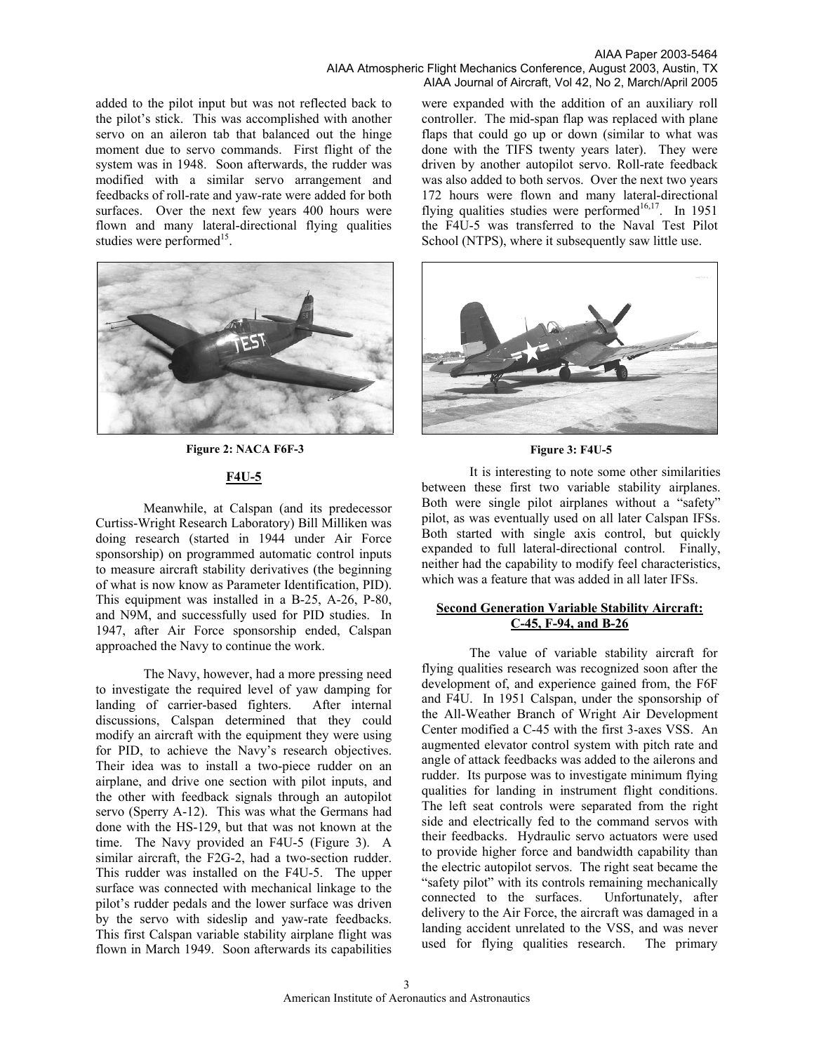added to the pilot input but was not reflected back to the pilot's stick. This was accomplished with another servo on an aileron tab that balanced out the hinge moment due to servo commands. First flight of the system was in 1948. Soon afterwards, the rudder was modified with a similar servo arrangement and feedbacks of roll-rate and yaw-rate were added for both surfaces. Over the next few years 400 hours were flown and many lateral-directional flying qualities studies were performed[15].

Figure 2: NACA F6F-3

## F4U-5

Meanwhile, at Calspan (and its predecessor Curtiss-Wright Research Laboratory) Bill Milliken was doing research (started in 1944 under Air Force sponsorship) on programmed automatic control inputs to measure aircraft stability derivatives (the beginning of what is now know as Parameter Identification, PID). This equipment was installed in a B-25, A-26, P-80, and N9M, and successfully used for PID studies. In 1947, after Air Force sponsorship ended, Calspan approached the Navy to continue the work.

The Navy, however, had a more pressing need to investigate the required level of yaw damping for landing of carrier-based fighters. After internal discussions, Calspan determined that they could modify an aircraft with the equipment they were using for PID, to achieve the Navy's research objectives. Their idea was to install a two-piece rudder on an airplane, and drive one section with pilot inputs, and the other with feedback signals through an autopilot servo (Sperry A-12). This was what the Germans had done with the HS-129, but that was not known at the time. The Navy provided an F4U-5 (Figure 3). A similar aircraft, the F2G-2, had a two-section rudder. This rudder was installed on the F4U-5. The upper surface was connected with mechanical linkage to the pilot's rudder pedals and the lower surface was driven by the servo with sideslip and yaw-rate feedbacks. This first Calspan variable stability airplane flight was flown in March 1949. Soon afterwards its capabilities were expanded with the addition of an auxiliary roll controller. The mid-span flap was replaced with plane flaps that could go up or down (similar to what was done with the TIFS twenty years later). They were driven by another autopilot servo. Roll-rate feedback was also added to both servos. Over the next two years 172 hours were flown and many lateral-directional flying qualities studies were performed[16,17]. In 1951 the F4U-5 was transferred to the Naval Test Pilot School (NTPS), where it subsequently saw little use.

Figure 3: F4U-5

It is interesting to note some other similarities between these first two variable stability airplanes. Both were single pilot airplanes without a "safety" pilot, as was eventually used on all later Calspan IFSs. Both started with single axis control, but quickly expanded to full lateral-directional control. Finally, neither had the capability to modify feel characteristics, which was a feature that was added in all later IFSs.

## Second Generation Variable Stability Aircraft: C-45, F-94, and B-26

The value of variable stability aircraft for flying qualities research was recognized soon after the development of, and experience gained from, the F6F and F4U. In 1951 Calspan, under the sponsorship of the All-Weather Branch of Wright Air Development Center modified a C-45 with the first 3-axes VSS. An augmented elevator control system with pitch rate and angle of attack feedbacks was added to the ailerons and rudder. Its purpose was to investigate minimum flying qualities for landing in instrument flight conditions. The left seat controls were separated from the right side and electrically fed to the command servos with their feedbacks. Hydraulic servo actuators were used to provide higher force and bandwidth capability than the electric autopilot servos. The right seat became the "safety pilot" with its controls remaining mechanically connected to the surfaces. Unfortunately, after delivery to the Air Force, the aircraft was damaged in a landing accident unrelated to the VSS, and was never used for flying qualities research. The primary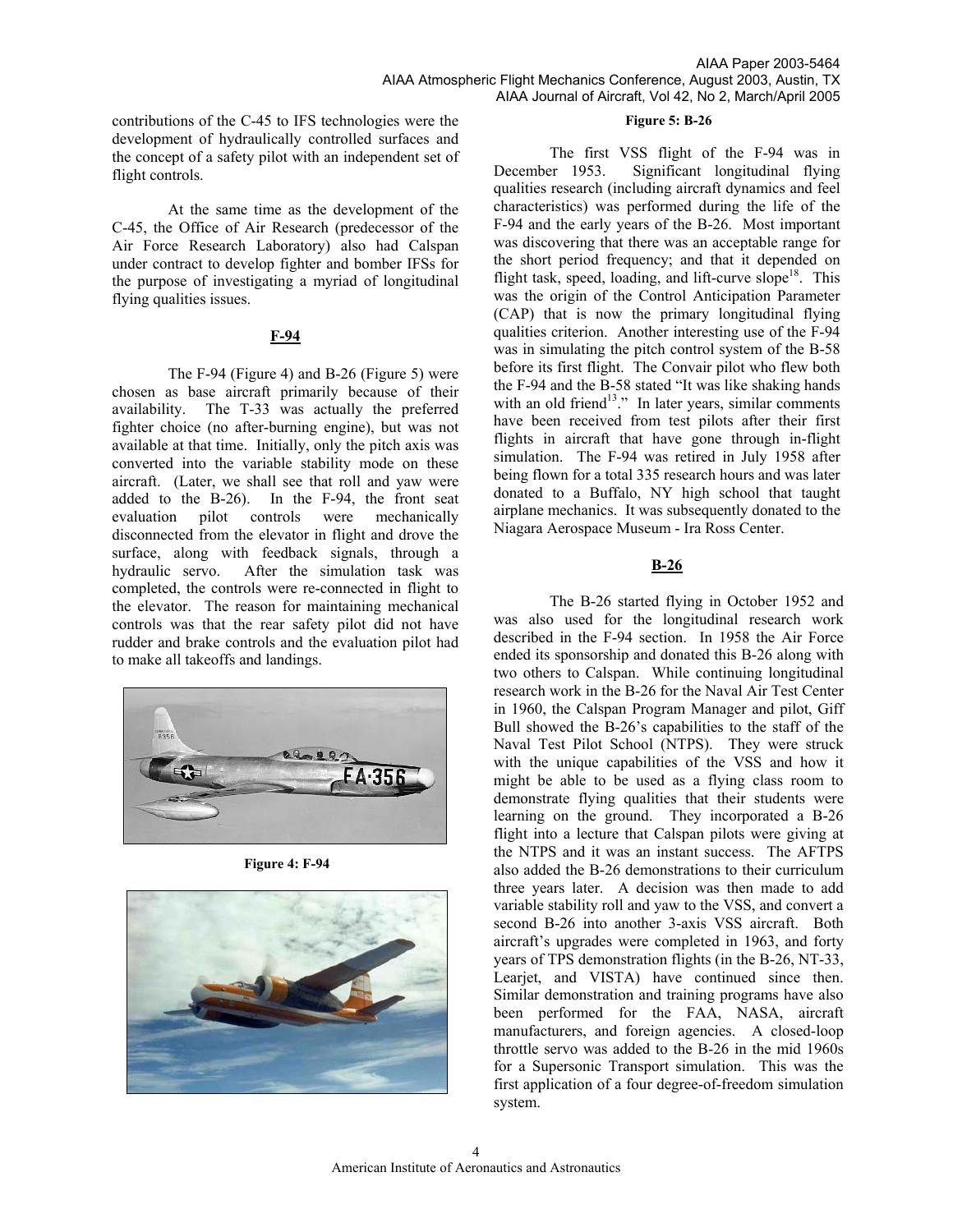contributions of the C-45 to IFS technologies were the development of hydraulically controlled surfaces and the concept of a safety pilot with an independent set of flight controls.

At the same time as the development of the C-45, the Office of Air Research (predecessor of the Air Force Research Laboratory) also had Calspan under contract to develop fighter and bomber IFSs for the purpose of investigating a myriad of longitudinal flying qualities issues.

## F-94

The F-94 (Figure 4) and B-26 (Figure 5) were chosen as base aircraft primarily because of their availability. The T-33 was actually the preferred fighter choice (no after-burning engine), but was not available at that time. Initially, only the pitch axis was converted into the variable stability mode on these aircraft. (Later, we shall see that roll and yaw were added to the B-26). In the F-94, the front seat evaluation pilot controls were mechanically disconnected from the elevator in flight and drove the surface, along with feedback signals, through a hydraulic servo. After the simulation task was completed, the controls were re-connected in flight to the elevator. The reason for maintaining mechanical controls was that the rear safety pilot did not have rudder and brake controls and the evaluation pilot had to make all takeoffs and landings.

**Figure 4: F-94**

**Figure 5: B-26**

The first VSS flight of the F-94 was in December 1953. Significant longitudinal flying qualities research (including aircraft dynamics and feel characteristics) was performed during the life of the F-94 and the early years of the B-26. Most important was discovering that there was an acceptable range for the short period frequency; and that it depended on flight task, speed, loading, and lift-curve slope[18]. This was the origin of the Control Anticipation Parameter (CAP) that is now the primary longitudinal flying qualities criterion. Another interesting use of the F-94 was in simulating the pitch control system of the B-58 before its first flight. The Convair pilot who flew both the F-94 and the B-58 stated "It was like shaking hands with an old friend[13]." In later years, similar comments have been received from test pilots after their first flights in aircraft that have gone through in-flight simulation. The F-94 was retired in July 1958 after being flown for a total 335 research hours and was later donated to a Buffalo, NY high school that taught airplane mechanics. It was subsequently donated to the Niagara Aerospace Museum - Ira Ross Center.

## B-26

The B-26 started flying in October 1952 and was also used for the longitudinal research work described in the F-94 section. In 1958 the Air Force ended its sponsorship and donated this B-26 along with two others to Calspan. While continuing longitudinal research work in the B-26 for the Naval Air Test Center in 1960, the Calspan Program Manager and pilot, Giff Bull showed the B-26's capabilities to the staff of the Naval Test Pilot School (NTPS). They were struck with the unique capabilities of the VSS and how it might be able to be used as a flying class room to demonstrate flying qualities that their students were learning on the ground. They incorporated a B-26 flight into a lecture that Calspan pilots were giving at the NTPS and it was an instant success. The AFTPS also added the B-26 demonstrations to their curriculum three years later. A decision was then made to add variable stability roll and yaw to the VSS, and convert a second B-26 into another 3-axis VSS aircraft. Both aircraft's upgrades were completed in 1963, and forty years of TPS demonstration flights (in the B-26, NT-33, Learjet, and VISTA) have continued since then. Similar demonstration and training programs have also been performed for the FAA, NASA, aircraft manufacturers, and foreign agencies. A closed-loop throttle servo was added to the B-26 in the mid 1960s for a Supersonic Transport simulation. This was the first application of a four degree-of-freedom simulation system.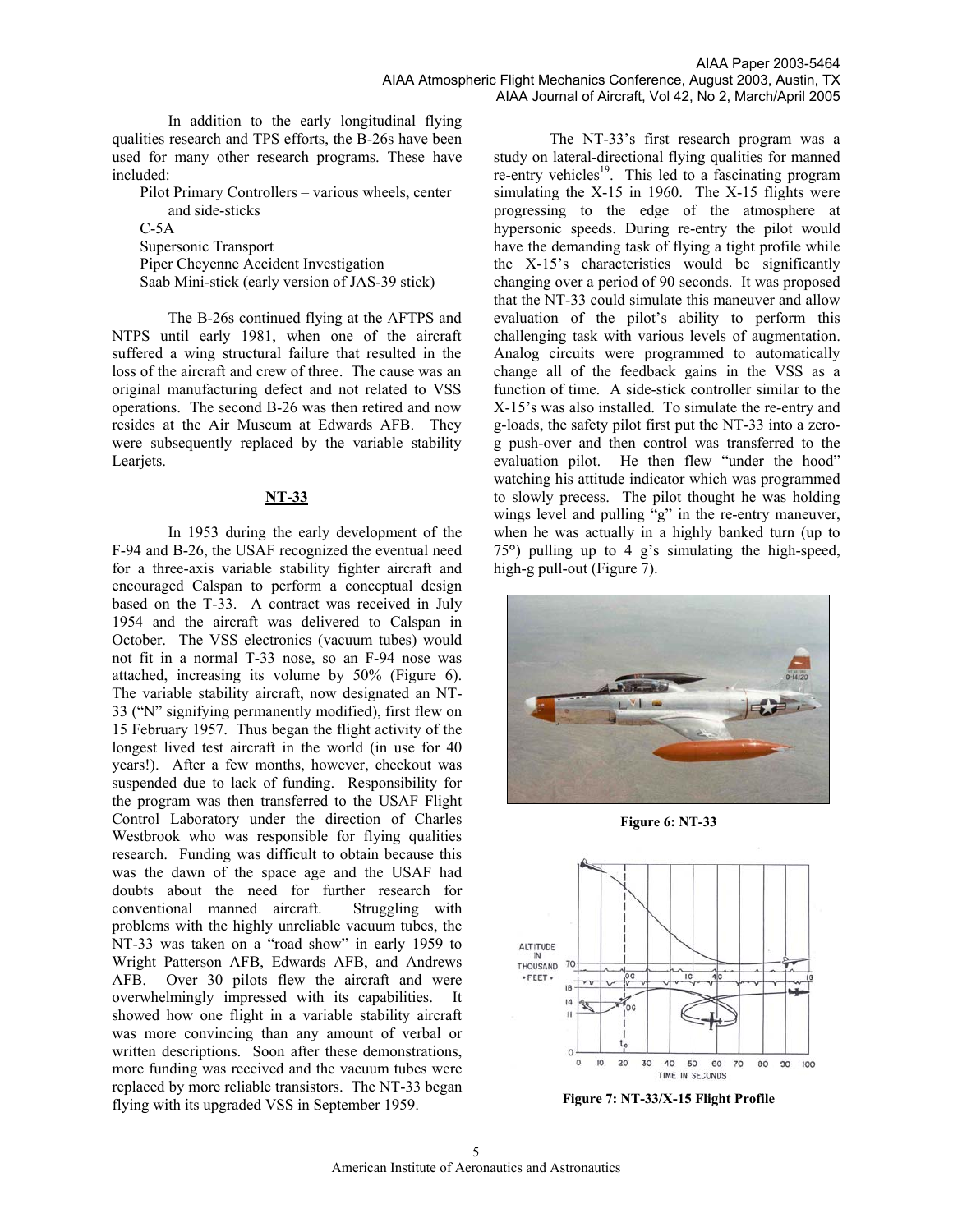In addition to the early longitudinal flying qualities research and TPS efforts, the B-26s have been used for many other research programs. These have included:

- Pilot Primary Controllers – various wheels, center and side-sticks
- C-5A
- Supersonic Transport
- Piper Cheyenne Accident Investigation
- Saab Mini-stick (early version of JAS-39 stick)

The B-26s continued flying at the AFTPS and NTPS until early 1981, when one of the aircraft suffered a wing structural failure that resulted in the loss of the aircraft and crew of three. The cause was an original manufacturing defect and not related to VSS operations. The second B-26 was then retired and now resides at the Air Museum at Edwards AFB. They were subsequently replaced by the variable stability Learjets.

## NT-33

In 1953 during the early development of the F-94 and B-26, the USAF recognized the eventual need for a three-axis variable stability fighter aircraft and encouraged Calspan to perform a conceptual design based on the T-33. A contract was received in July 1954 and the aircraft was delivered to Calspan in October. The VSS electronics (vacuum tubes) would not fit in a normal T-33 nose, so an F-94 nose was attached, increasing its volume by 50% (Figure 6). The variable stability aircraft, now designated an NT-33 ("N" signifying permanently modified), first flew on 15 February 1957. Thus began the flight activity of the longest lived test aircraft in the world (in use for 40 years!). After a few months, however, checkout was suspended due to lack of funding. Responsibility for the program was then transferred to the USAF Flight Control Laboratory under the direction of Charles Westbrook who was responsible for flying qualities research. Funding was difficult to obtain because this was the dawn of the space age and the USAF had doubts about the need for further research for conventional manned aircraft. Struggling with problems with the highly unreliable vacuum tubes, the NT-33 was taken on a "road show" in early 1959 to Wright Patterson AFB, Edwards AFB, and Andrews AFB. Over 30 pilots flew the aircraft and were overwhelmingly impressed with its capabilities. It showed how one flight in a variable stability aircraft was more convincing than any amount of verbal or written descriptions. Soon after these demonstrations, more funding was received and the vacuum tubes were replaced by more reliable transistors. The NT-33 began flying with its upgraded VSS in September 1959.

The NT-33's first research program was a study on lateral-directional flying qualities for manned re-entry vehicles[19]. This led to a fascinating program simulating the X-15 in 1960. The X-15 flights were progressing to the edge of the atmosphere at hypersonic speeds. During re-entry the pilot would have the demanding task of flying a tight profile while the X-15's characteristics would be significantly changing over a period of 90 seconds. It was proposed that the NT-33 could simulate this maneuver and allow evaluation of the pilot's ability to perform this challenging task with various levels of augmentation. Analog circuits were programmed to automatically change all of the feedback gains in the VSS as a function of time. A side-stick controller similar to the X-15's was also installed. To simulate the re-entry and g-loads, the safety pilot first put the NT-33 into a zero-g push-over and then control was transferred to the evaluation pilot. He then flew "under the hood" watching his attitude indicator which was programmed to slowly precess. The pilot thought he was holding wings level and pulling "g" in the re-entry maneuver, when he was actually in a highly banked turn (up to 75°) pulling up to 4 g's simulating the high-speed, high-g pull-out (Figure 7).

**Figure 6: NT-33**

**Figure 7: NT-33/X-15 Flight Profile**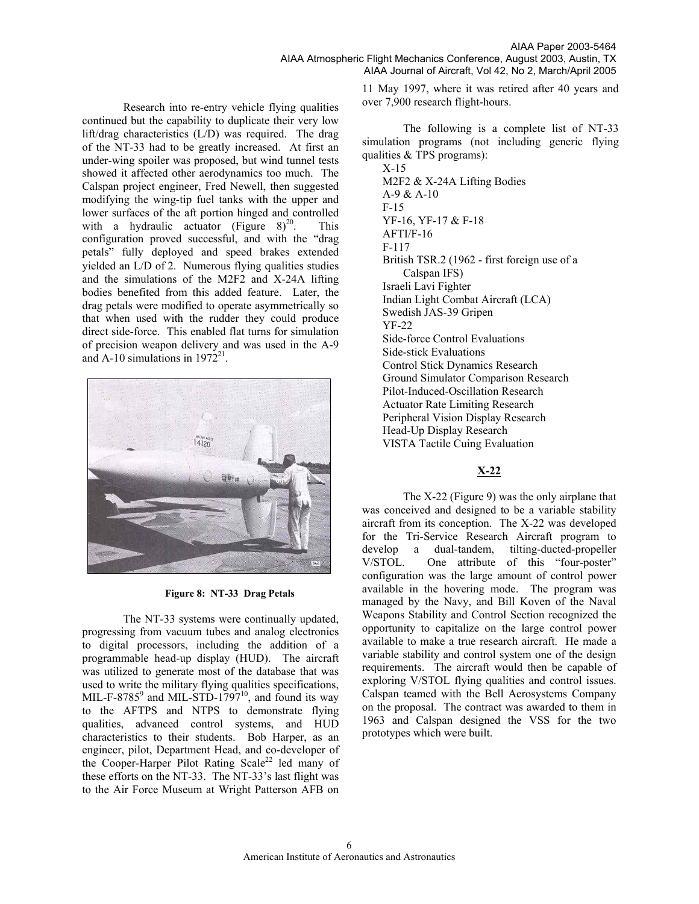Research into re-entry vehicle flying qualities continued but the capability to duplicate their very low lift/drag characteristics (L/D) was required. The drag of the NT-33 had to be greatly increased. At first an under-wing spoiler was proposed, but wind tunnel tests showed it affected other aerodynamics too much. The Calspan project engineer, Fred Newell, then suggested modifying the wing-tip fuel tanks with the upper and lower surfaces of the aft portion hinged and controlled with a hydraulic actuator (Figure 8)[20]. This configuration proved successful, and with the "drag petals" fully deployed and speed brakes extended yielded an L/D of 2. Numerous flying qualities studies and the simulations of the M2F2 and X-24A lifting bodies benefited from this added feature. Later, the drag petals were modified to operate asymmetrically so that when used with the rudder they could produce direct side-force. This enabled flat turns for simulation of precision weapon delivery and was used in the A-9 and A-10 simulations in 1972[21].

**Figure 8: NT-33 Drag Petals**

The NT-33 systems were continually updated, progressing from vacuum tubes and analog electronics to digital processors, including the addition of a programmable head-up display (HUD). The aircraft was utilized to generate most of the database that was used to write the military flying qualities specifications, MIL-F-8785[9] and MIL-STD-1797[10], and found its way to the AFTPS and NTPS to demonstrate flying qualities, advanced control systems, and HUD characteristics to their students. Bob Harper, as an engineer, pilot, Department Head, and co-developer of the Cooper-Harper Pilot Rating Scale[22] led many of these efforts on the NT-33. The NT-33's last flight was to the Air Force Museum at Wright Patterson AFB on 11 May 1997, where it was retired after 40 years and over 7,900 research flight-hours.

The following is a complete list of NT-33 simulation programs (not including generic flying qualities & TPS programs):

- X-15
- M2F2 & X-24A Lifting Bodies
- A-9 & A-10
- F-15
- YF-16, YF-17 & F-18
- AFTI/F-16
- F-117
- British TSR.2 (1962 - first foreign use of a Calspan IFS)
- Israeli Lavi Fighter
- Indian Light Combat Aircraft (LCA)
- Swedish JAS-39 Gripen
- YF-22
- Side-force Control Evaluations
- Side-stick Evaluations
- Control Stick Dynamics Research
- Ground Simulator Comparison Research
- Pilot-Induced-Oscillation Research
- Actuator Rate Limiting Research
- Peripheral Vision Display Research
- Head-Up Display Research
- VISTA Tactile Cuing Evaluation

## X-22

The X-22 (Figure 9) was the only airplane that was conceived and designed to be a variable stability aircraft from its conception. The X-22 was developed for the Tri-Service Research Aircraft program to develop a dual-tandem, tilting-ducted-propeller V/STOL. One attribute of this "four-poster" configuration was the large amount of control power available in the hovering mode. The program was managed by the Navy, and Bill Koven of the Naval Weapons Stability and Control Section recognized the opportunity to capitalize on the large control power available to make a true research aircraft. He made a variable stability and control system one of the design requirements. The aircraft would then be capable of exploring V/STOL flying qualities and control issues. Calspan teamed with the Bell Aerosystems Company on the proposal. The contract was awarded to them in 1963 and Calspan designed the VSS for the two prototypes which were built.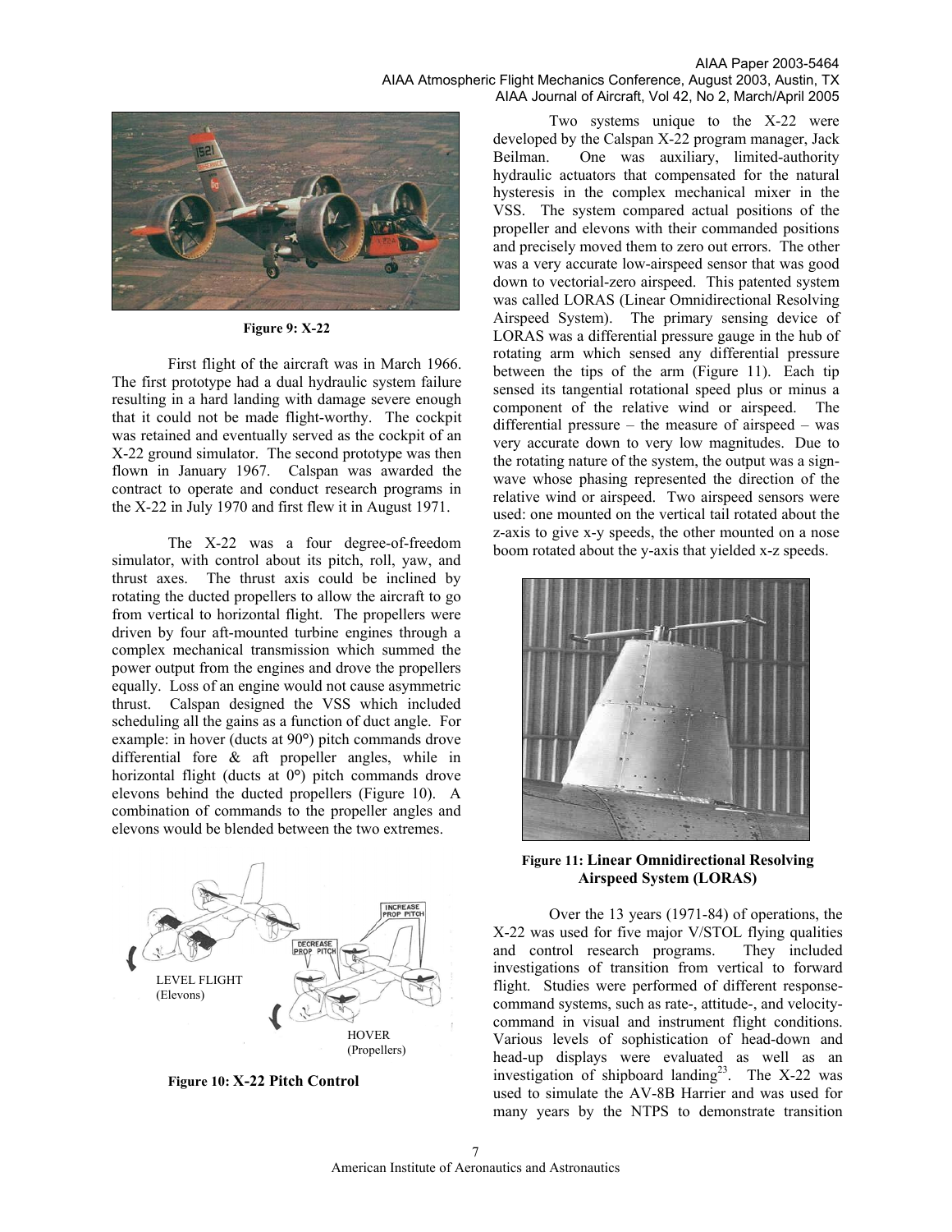Figure 9: X-22

First flight of the aircraft was in March 1966. The first prototype had a dual hydraulic system failure resulting in a hard landing with damage severe enough that it could not be made flight-worthy. The cockpit was retained and eventually served as the cockpit of an X-22 ground simulator. The second prototype was then flown in January 1967. Calspan was awarded the contract to operate and conduct research programs in the X-22 in July 1970 and first flew it in August 1971.

The X-22 was a four degree-of-freedom simulator, with control about its pitch, roll, yaw, and thrust axes. The thrust axis could be inclined by rotating the ducted propellers to allow the aircraft to go from vertical to horizontal flight. The propellers were driven by four aft-mounted turbine engines through a complex mechanical transmission which summed the power output from the engines and drove the propellers equally. Loss of an engine would not cause asymmetric thrust. Calspan designed the VSS which included scheduling all the gains as a function of duct angle. For example: in hover (ducts at 90°) pitch commands drove differential fore & aft propeller angles, while in horizontal flight (ducts at 0°) pitch commands drove elevons behind the ducted propellers (Figure 10). A combination of commands to the propeller angles and elevons would be blended between the two extremes.

Figure 10: **X-22 Pitch Control**

Two systems unique to the X-22 were developed by the Calspan X-22 program manager, Jack Beilman. One was auxiliary, limited-authority hydraulic actuators that compensated for the natural hysteresis in the complex mechanical mixer in the VSS. The system compared actual positions of the propeller and elevons with their commanded positions and precisely moved them to zero out errors. The other was a very accurate low-airspeed sensor that was good down to vectorial-zero airspeed. This patented system was called LORAS (Linear Omnidirectional Resolving Airspeed System). The primary sensing device of LORAS was a differential pressure gauge in the hub of rotating arm which sensed any differential pressure between the tips of the arm (Figure 11). Each tip sensed its tangential rotational speed plus or minus a component of the relative wind or airspeed. The differential pressure – the measure of airspeed – was very accurate down to very low magnitudes. Due to the rotating nature of the system, the output was a sign-wave whose phasing represented the direction of the relative wind or airspeed. Two airspeed sensors were used: one mounted on the vertical tail rotated about the z-axis to give x-y speeds, the other mounted on a nose boom rotated about the y-axis that yielded x-z speeds.

Figure 11: **Linear Omnidirectional Resolving Airspeed System (LORAS)**

Over the 13 years (1971-84) of operations, the X-22 was used for five major V/STOL flying qualities and control research programs. They included investigations of transition from vertical to forward flight. Studies were performed of different response-command systems, such as rate-, attitude-, and velocity-command in visual and instrument flight conditions. Various levels of sophistication of head-down and head-up displays were evaluated as well as an investigation of shipboard landing[23]. The X-22 was used to simulate the AV-8B Harrier and was used for many years by the NTPS to demonstrate transition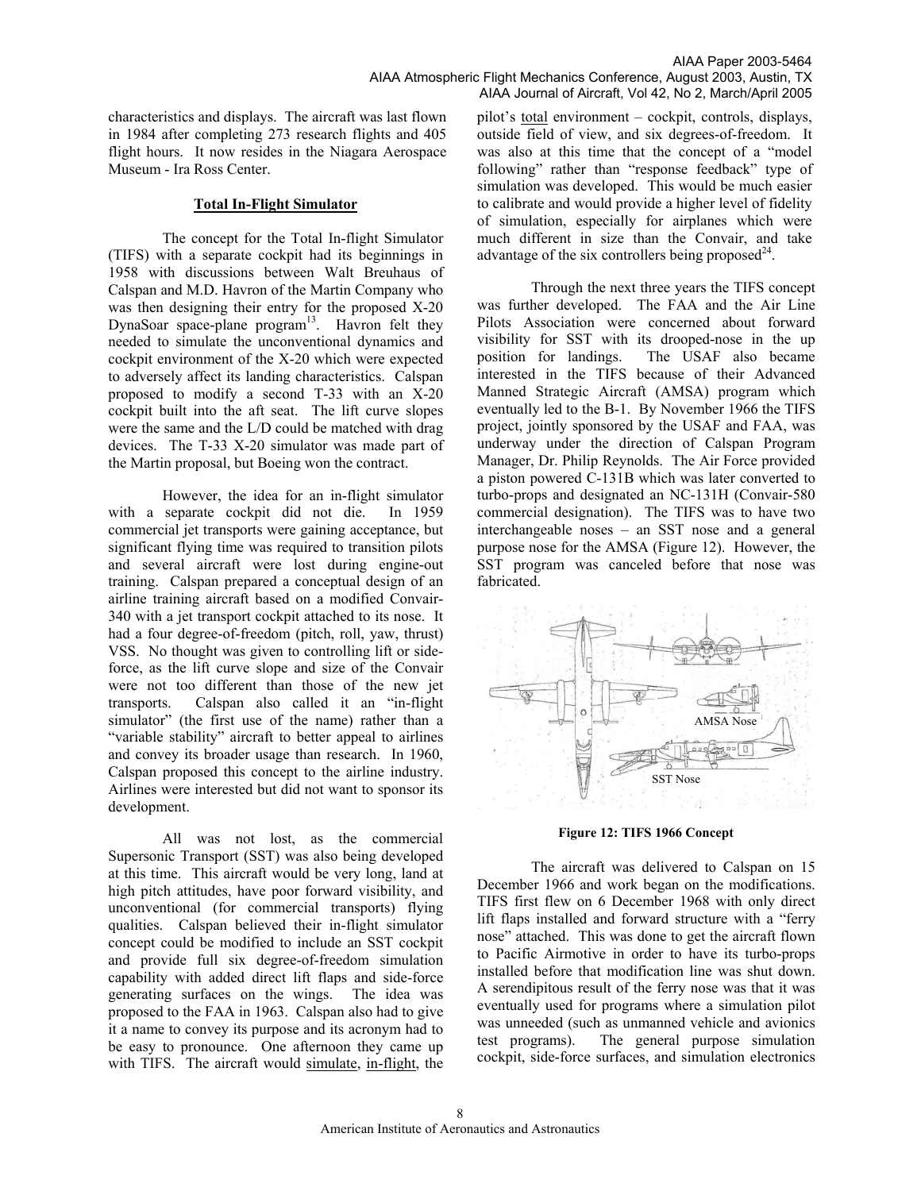characteristics and displays. The aircraft was last flown in 1984 after completing 273 research flights and 405 flight hours. It now resides in the Niagara Aerospace Museum - Ira Ross Center.

## Total In-Flight Simulator

The concept for the Total In-flight Simulator (TIFS) with a separate cockpit had its beginnings in 1958 with discussions between Walt Breuhaus of Calspan and M.D. Havron of the Martin Company who was then designing their entry for the proposed X-20 DynaSoar space-plane program[13]. Havron felt they needed to simulate the unconventional dynamics and cockpit environment of the X-20 which were expected to adversely affect its landing characteristics. Calspan proposed to modify a second T-33 with an X-20 cockpit built into the aft seat. The lift curve slopes were the same and the L/D could be matched with drag devices. The T-33 X-20 simulator was made part of the Martin proposal, but Boeing won the contract.

However, the idea for an in-flight simulator with a separate cockpit did not die. In 1959 commercial jet transports were gaining acceptance, but significant flying time was required to transition pilots and several aircraft were lost during engine-out training. Calspan prepared a conceptual design of an airline training aircraft based on a modified Convair-340 with a jet transport cockpit attached to its nose. It had a four degree-of-freedom (pitch, roll, yaw, thrust) VSS. No thought was given to controlling lift or side-force, as the lift curve slope and size of the Convair were not too different than those of the new jet transports. Calspan also called it an "in-flight simulator" (the first use of the name) rather than a "variable stability" aircraft to better appeal to airlines and convey its broader usage than research. In 1960, Calspan proposed this concept to the airline industry. Airlines were interested but did not want to sponsor its development.

All was not lost, as the commercial Supersonic Transport (SST) was also being developed at this time. This aircraft would be very long, land at high pitch attitudes, have poor forward visibility, and unconventional (for commercial transports) flying qualities. Calspan believed their in-flight simulator concept could be modified to include an SST cockpit and provide full six degree-of-freedom simulation capability with added direct lift flaps and side-force generating surfaces on the wings. The idea was proposed to the FAA in 1963. Calspan also had to give it a name to convey its purpose and its acronym had to be easy to pronounce. One afternoon they came up with TIFS. The aircraft would simulate, in-flight, the pilot's total environment – cockpit, controls, displays, outside field of view, and six degrees-of-freedom. It was also at this time that the concept of a "model following" rather than "response feedback" type of simulation was developed. This would be much easier to calibrate and would provide a higher level of fidelity of simulation, especially for airplanes which were much different in size than the Convair, and take advantage of the six controllers being proposed[24].

Through the next three years the TIFS concept was further developed. The FAA and the Air Line Pilots Association were concerned about forward visibility for SST with its drooped-nose in the up position for landings. The USAF also became interested in the TIFS because of their Advanced Manned Strategic Aircraft (AMSA) program which eventually led to the B-1. By November 1966 the TIFS project, jointly sponsored by the USAF and FAA, was underway under the direction of Calspan Program Manager, Dr. Philip Reynolds. The Air Force provided a piston powered C-131B which was later converted to turbo-props and designated an NC-131H (Convair-580 commercial designation). The TIFS was to have two interchangeable noses – an SST nose and a general purpose nose for the AMSA (Figure 12). However, the SST program was canceled before that nose was fabricated.

AMSA Nose

SST Nose

**Figure 12: TIFS 1966 Concept**

The aircraft was delivered to Calspan on 15 December 1966 and work began on the modifications. TIFS first flew on 6 December 1968 with only direct lift flaps installed and forward structure with a "ferry nose" attached. This was done to get the aircraft flown to Pacific Airmotive in order to have its turbo-props installed before that modification line was shut down. A serendipitous result of the ferry nose was that it was eventually used for programs where a simulation pilot was unneeded (such as unmanned vehicle and avionics test programs). The general purpose simulation cockpit, side-force surfaces, and simulation electronics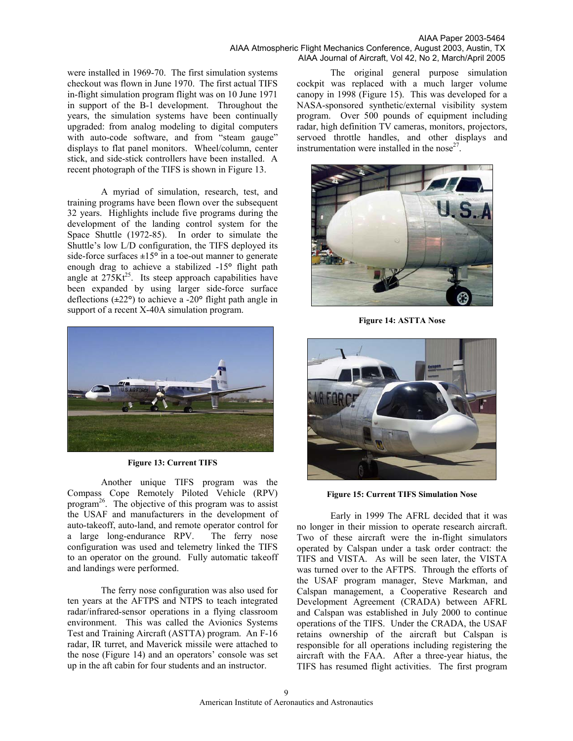were installed in 1969-70. The first simulation systems checkout was flown in June 1970. The first actual TIFS in-flight simulation program flight was on 10 June 1971 in support of the B-1 development. Throughout the years, the simulation systems have been continually upgraded: from analog modeling to digital computers with auto-code software, and from "steam gauge" displays to flat panel monitors. Wheel/column, center stick, and side-stick controllers have been installed. A recent photograph of the TIFS is shown in Figure 13.

A myriad of simulation, research, test, and training programs have been flown over the subsequent 32 years. Highlights include five programs during the development of the landing control system for the Space Shuttle (1972-85). In order to simulate the Shuttle's low L/D configuration, the TIFS deployed its side-force surfaces ±15° in a toe-out manner to generate enough drag to achieve a stabilized -15° flight path angle at 275Kt[25]. Its steep approach capabilities have been expanded by using larger side-force surface deflections (±22°) to achieve a -20° flight path angle in support of a recent X-40A simulation program.

**Figure 13: Current TIFS**

Another unique TIFS program was the Compass Cope Remotely Piloted Vehicle (RPV) program[26]. The objective of this program was to assist the USAF and manufacturers in the development of auto-takeoff, auto-land, and remote operator control for a large long-endurance RPV. The ferry nose configuration was used and telemetry linked the TIFS to an operator on the ground. Fully automatic takeoff and landings were performed.

The ferry nose configuration was also used for ten years at the AFTPS and NTPS to teach integrated radar/infrared-sensor operations in a flying classroom environment. This was called the Avionics Systems Test and Training Aircraft (ASTTA) program. An F-16 radar, IR turret, and Maverick missile were attached to the nose (Figure 14) and an operators' console was set up in the aft cabin for four students and an instructor.

The original general purpose simulation cockpit was replaced with a much larger volume canopy in 1998 (Figure 15). This was developed for a NASA-sponsored synthetic/external visibility system program. Over 500 pounds of equipment including radar, high definition TV cameras, monitors, projectors, servoed throttle handles, and other displays and instrumentation were installed in the nose[27].

**Figure 14: ASTTA Nose**

**Figure 15: Current TIFS Simulation Nose**

Early in 1999 The AFRL decided that it was no longer in their mission to operate research aircraft. Two of these aircraft were the in-flight simulators operated by Calspan under a task order contract: the TIFS and VISTA. As will be seen later, the VISTA was turned over to the AFTPS. Through the efforts of the USAF program manager, Steve Markman, and Calspan management, a Cooperative Research and Development Agreement (CRADA) between AFRL and Calspan was established in July 2000 to continue operations of the TIFS. Under the CRADA, the USAF retains ownership of the aircraft but Calspan is responsible for all operations including registering the aircraft with the FAA. After a three-year hiatus, the TIFS has resumed flight activities. The first program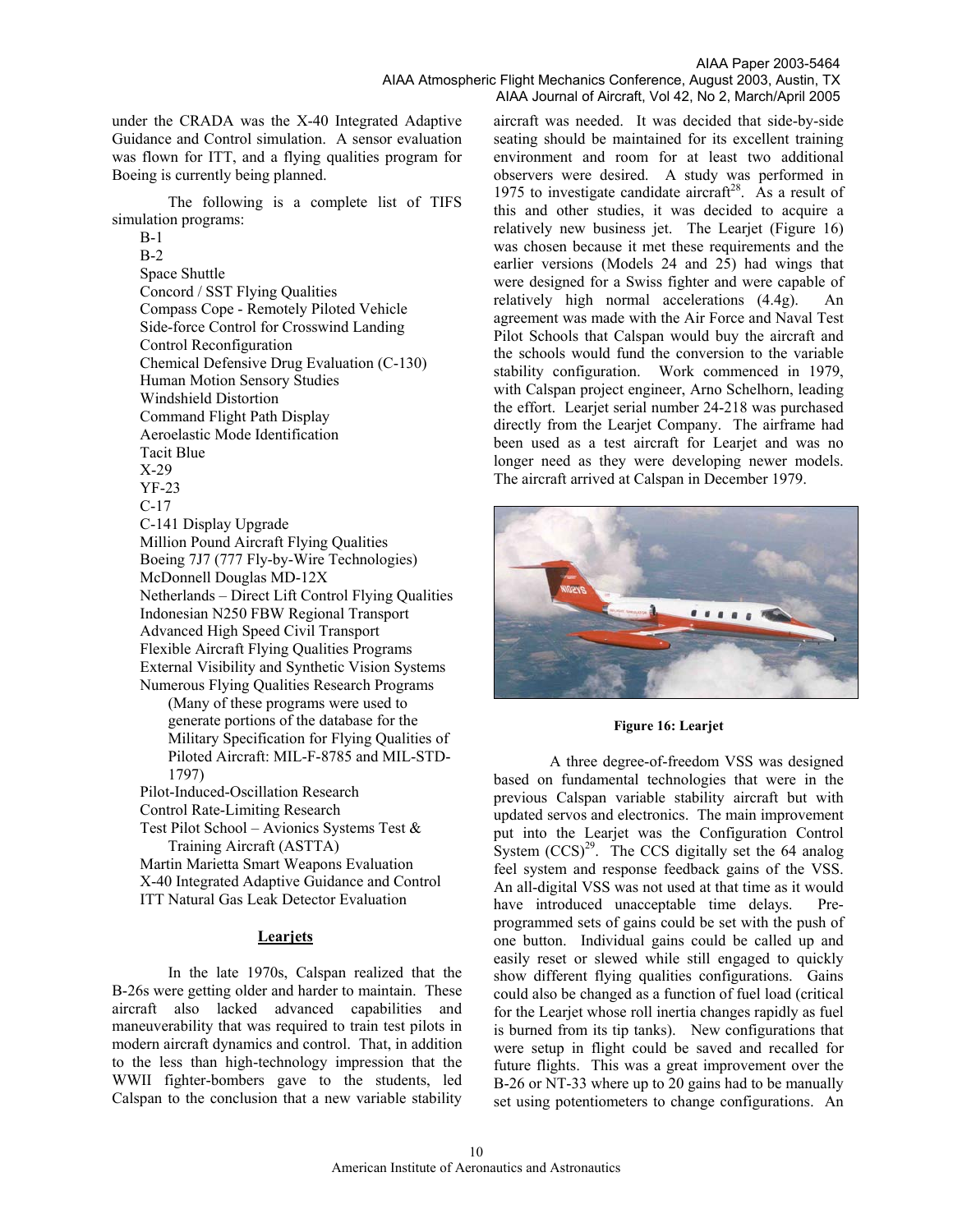under the CRADA was the X-40 Integrated Adaptive Guidance and Control simulation. A sensor evaluation was flown for ITT, and a flying qualities program for Boeing is currently being planned.

The following is a complete list of TIFS simulation programs:

- B-1
- B-2
- Space Shuttle
- Concord / SST Flying Qualities
- Compass Cope - Remotely Piloted Vehicle
- Side-force Control for Crosswind Landing
- Control Reconfiguration
- Chemical Defensive Drug Evaluation (C-130)
- Human Motion Sensory Studies
- Windshield Distortion
- Command Flight Path Display
- Aeroelastic Mode Identification
- Tacit Blue
- X-29
- YF-23
- C-17
- C-141 Display Upgrade
- Million Pound Aircraft Flying Qualities
- Boeing 7J7 (777 Fly-by-Wire Technologies)
- McDonnell Douglas MD-12X
- Netherlands – Direct Lift Control Flying Qualities
- Indonesian N250 FBW Regional Transport
- Advanced High Speed Civil Transport
- Flexible Aircraft Flying Qualities Programs
- External Visibility and Synthetic Vision Systems
- Numerous Flying Qualities Research Programs (Many of these programs were used to generate portions of the database for the Military Specification for Flying Qualities of Piloted Aircraft: MIL-F-8785 and MIL-STD-1797)
- Pilot-Induced-Oscillation Research
- Control Rate-Limiting Research
- Test Pilot School – Avionics Systems Test & Training Aircraft (ASTTA)
- Martin Marietta Smart Weapons Evaluation
- X-40 Integrated Adaptive Guidance and Control
- ITT Natural Gas Leak Detector Evaluation

## Learjets

In the late 1970s, Calspan realized that the B-26s were getting older and harder to maintain. These aircraft also lacked advanced capabilities and maneuverability that was required to train test pilots in modern aircraft dynamics and control. That, in addition to the less than high-technology impression that the WWII fighter-bombers gave to the students, led Calspan to the conclusion that a new variable stability aircraft was needed. It was decided that side-by-side seating should be maintained for its excellent training environment and room for at least two additional observers were desired. A study was performed in 1975 to investigate candidate aircraft[28]. As a result of this and other studies, it was decided to acquire a relatively new business jet. The Learjet (Figure 16) was chosen because it met these requirements and the earlier versions (Models 24 and 25) had wings that were designed for a Swiss fighter and were capable of relatively high normal accelerations (4.4g). An agreement was made with the Air Force and Naval Test Pilot Schools that Calspan would buy the aircraft and the schools would fund the conversion to the variable stability configuration. Work commenced in 1979, with Calspan project engineer, Arno Schelhorn, leading the effort. Learjet serial number 24-218 was purchased directly from the Learjet Company. The airframe had been used as a test aircraft for Learjet and was no longer need as they were developing newer models. The aircraft arrived at Calspan in December 1979.

**Figure 16: Learjet**

A three degree-of-freedom VSS was designed based on fundamental technologies that were in the previous Calspan variable stability aircraft but with updated servos and electronics. The main improvement put into the Learjet was the Configuration Control System (CCS)[29]. The CCS digitally set the 64 analog feel system and response feedback gains of the VSS. An all-digital VSS was not used at that time as it would have introduced unacceptable time delays. Pre-programmed sets of gains could be set with the push of one button. Individual gains could be called up and easily reset or slewed while still engaged to quickly show different flying qualities configurations. Gains could also be changed as a function of fuel load (critical for the Learjet whose roll inertia changes rapidly as fuel is burned from its tip tanks). New configurations that were setup in flight could be saved and recalled for future flights. This was a great improvement over the B-26 or NT-33 where up to 20 gains had to be manually set using potentiometers to change configurations. An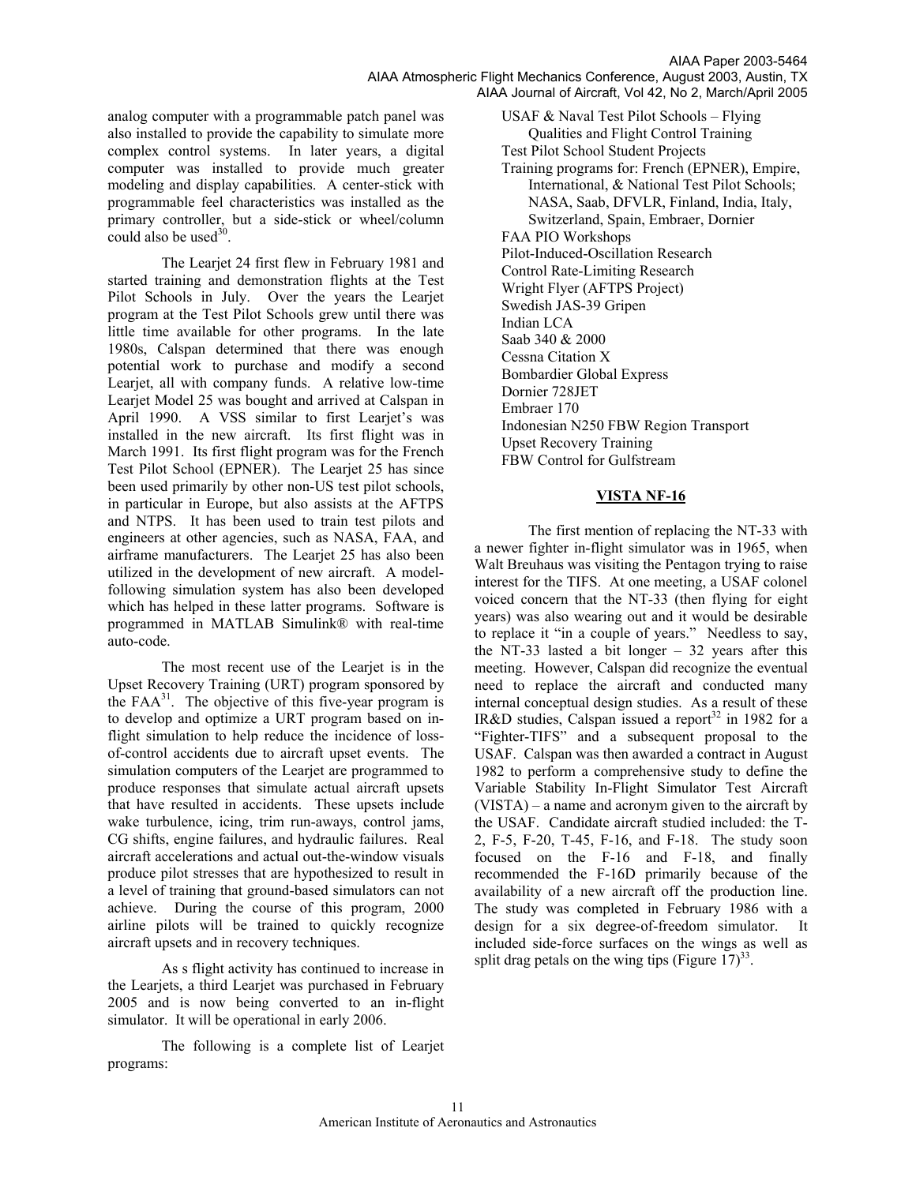analog computer with a programmable patch panel was also installed to provide the capability to simulate more complex control systems. In later years, a digital computer was installed to provide much greater modeling and display capabilities. A center-stick with programmable feel characteristics was installed as the primary controller, but a side-stick or wheel/column could also be used[30].

The Learjet 24 first flew in February 1981 and started training and demonstration flights at the Test Pilot Schools in July. Over the years the Learjet program at the Test Pilot Schools grew until there was little time available for other programs. In the late 1980s, Calspan determined that there was enough potential work to purchase and modify a second Learjet, all with company funds. A relative low-time Learjet Model 25 was bought and arrived at Calspan in April 1990. A VSS similar to first Learjet's was installed in the new aircraft. Its first flight was in March 1991. Its first flight program was for the French Test Pilot School (EPNER). The Learjet 25 has since been used primarily by other non-US test pilot schools, in particular in Europe, but also assists at the AFTPS and NTPS. It has been used to train test pilots and engineers at other agencies, such as NASA, FAA, and airframe manufacturers. The Learjet 25 has also been utilized in the development of new aircraft. A model-following simulation system has also been developed which has helped in these latter programs. Software is programmed in MATLAB Simulink® with real-time auto-code.

The most recent use of the Learjet is in the Upset Recovery Training (URT) program sponsored by the FAA[31]. The objective of this five-year program is to develop and optimize a URT program based on in-flight simulation to help reduce the incidence of loss-of-control accidents due to aircraft upset events. The simulation computers of the Learjet are programmed to produce responses that simulate actual aircraft upsets that have resulted in accidents. These upsets include wake turbulence, icing, trim run-aways, control jams, CG shifts, engine failures, and hydraulic failures. Real aircraft accelerations and actual out-the-window visuals produce pilot stresses that are hypothesized to result in a level of training that ground-based simulators can not achieve. During the course of this program, 2000 airline pilots will be trained to quickly recognize aircraft upsets and in recovery techniques.

As s flight activity has continued to increase in the Learjets, a third Learjet was purchased in February 2005 and is now being converted to an in-flight simulator. It will be operational in early 2006.

The following is a complete list of Learjet programs:

- USAF & Naval Test Pilot Schools – Flying Qualities and Flight Control Training
- Test Pilot School Student Projects
- Training programs for: French (EPNER), Empire, International, & National Test Pilot Schools; NASA, Saab, DFVLR, Finland, India, Italy, Switzerland, Spain, Embraer, Dornier
- FAA PIO Workshops
- Pilot-Induced-Oscillation Research
- Control Rate-Limiting Research
- Wright Flyer (AFTPS Project)
- Swedish JAS-39 Gripen
- Indian LCA
- Saab 340 & 2000
- Cessna Citation X
- Bombardier Global Express
- Dornier 728JET
- Embraer 170
- Indonesian N250 FBW Region Transport
- Upset Recovery Training
- FBW Control for Gulfstream

## VISTA NF-16

The first mention of replacing the NT-33 with a newer fighter in-flight simulator was in 1965, when Walt Breuhaus was visiting the Pentagon trying to raise interest for the TIFS. At one meeting, a USAF colonel voiced concern that the NT-33 (then flying for eight years) was also wearing out and it would be desirable to replace it "in a couple of years." Needless to say, the NT-33 lasted a bit longer – 32 years after this meeting. However, Calspan did recognize the eventual need to replace the aircraft and conducted many internal conceptual design studies. As a result of these IR&D studies, Calspan issued a report[32] in 1982 for a "Fighter-TIFS" and a subsequent proposal to the USAF. Calspan was then awarded a contract in August 1982 to perform a comprehensive study to define the Variable Stability In-Flight Simulator Test Aircraft (VISTA) – a name and acronym given to the aircraft by the USAF. Candidate aircraft studied included: the T-2, F-5, F-20, T-45, F-16, and F-18. The study soon focused on the F-16 and F-18, and finally recommended the F-16D primarily because of the availability of a new aircraft off the production line. The study was completed in February 1986 with a design for a six degree-of-freedom simulator. It included side-force surfaces on the wings as well as split drag petals on the wing tips (Figure 17)[33].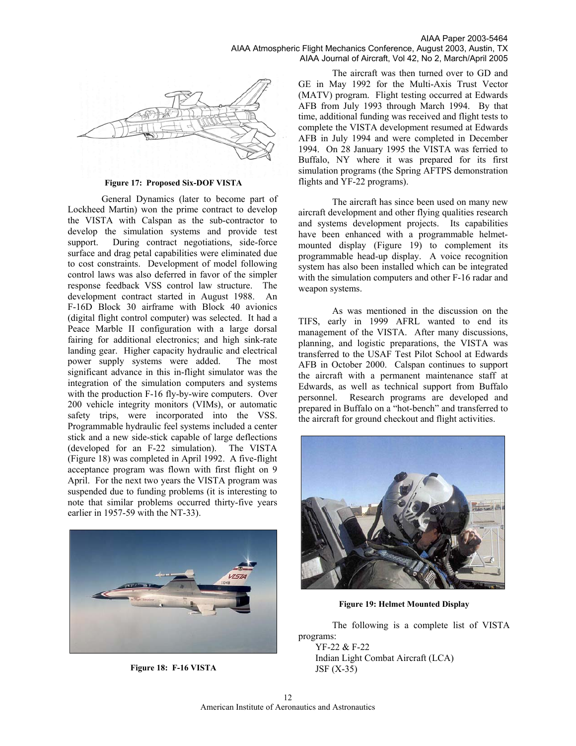Figure 17: Proposed Six-DOF VISTA

General Dynamics (later to become part of Lockheed Martin) won the prime contract to develop the VISTA with Calspan as the sub-contractor to develop the simulation systems and provide test support. During contract negotiations, side-force surface and drag petal capabilities were eliminated due to cost constraints. Development of model following control laws was also deferred in favor of the simpler response feedback VSS control law structure. The development contract started in August 1988. An F-16D Block 30 airframe with Block 40 avionics (digital flight control computer) was selected. It had a Peace Marble II configuration with a large dorsal fairing for additional electronics; and high sink-rate landing gear. Higher capacity hydraulic and electrical power supply systems were added. The most significant advance in this in-flight simulator was the integration of the simulation computers and systems with the production F-16 fly-by-wire computers. Over 200 vehicle integrity monitors (VIMs), or automatic safety trips, were incorporated into the VSS. Programmable hydraulic feel systems included a center stick and a new side-stick capable of large deflections (developed for an F-22 simulation). The VISTA (Figure 18) was completed in April 1992. A five-flight acceptance program was flown with first flight on 9 April. For the next two years the VISTA program was suspended due to funding problems (it is interesting to note that similar problems occurred thirty-five years earlier in 1957-59 with the NT-33).

Figure 18: F-16 VISTA

The aircraft was then turned over to GD and GE in May 1992 for the Multi-Axis Trust Vector (MATV) program. Flight testing occurred at Edwards AFB from July 1993 through March 1994. By that time, additional funding was received and flight tests to complete the VISTA development resumed at Edwards AFB in July 1994 and were completed in December 1994. On 28 January 1995 the VISTA was ferried to Buffalo, NY where it was prepared for its first simulation programs (the Spring AFTPS demonstration flights and YF-22 programs).

The aircraft has since been used on many new aircraft development and other flying qualities research and systems development projects. Its capabilities have been enhanced with a programmable helmet-mounted display (Figure 19) to complement its programmable head-up display. A voice recognition system has also been installed which can be integrated with the simulation computers and other F-16 radar and weapon systems.

As was mentioned in the discussion on the TIFS, early in 1999 AFRL wanted to end its management of the VISTA. After many discussions, planning, and logistic preparations, the VISTA was transferred to the USAF Test Pilot School at Edwards AFB in October 2000. Calspan continues to support the aircraft with a permanent maintenance staff at Edwards, as well as technical support from Buffalo personnel. Research programs are developed and prepared in Buffalo on a "hot-bench" and transferred to the aircraft for ground checkout and flight activities.

Figure 19: Helmet Mounted Display

The following is a complete list of VISTA programs:

- YF-22 & F-22
- Indian Light Combat Aircraft (LCA)
- JSF (X-35)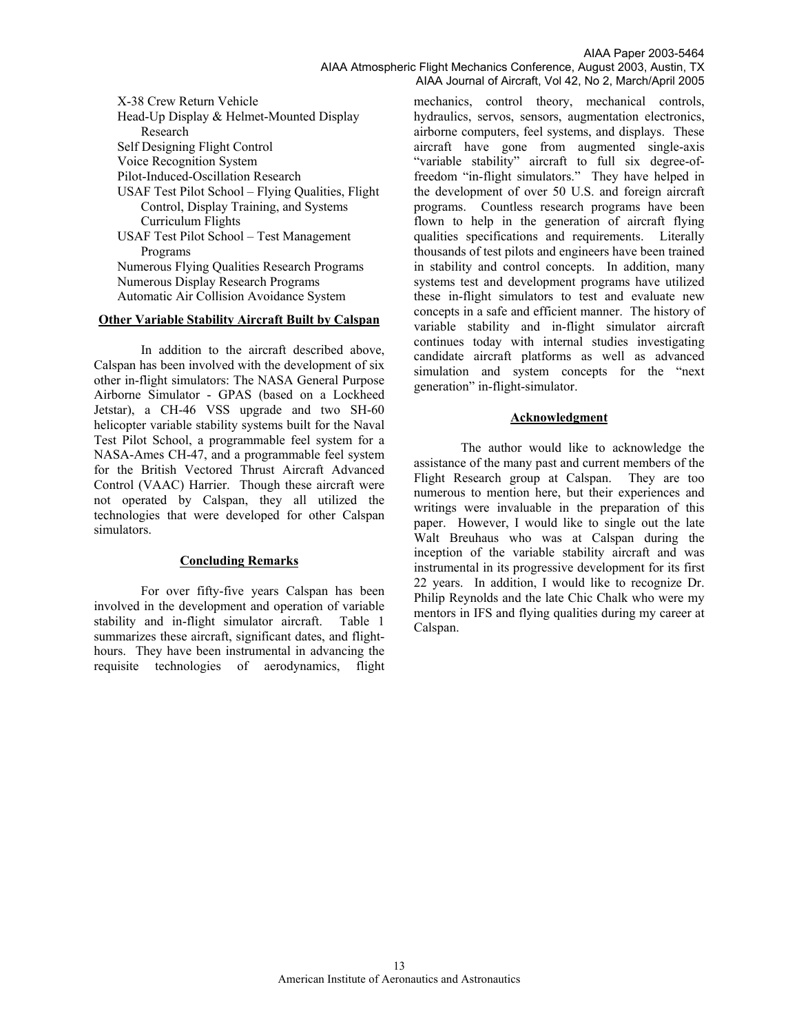- X-38 Crew Return Vehicle
- Head-Up Display & Helmet-Mounted Display Research
- Self Designing Flight Control
- Voice Recognition System
- Pilot-Induced-Oscillation Research
- USAF Test Pilot School – Flying Qualities, Flight Control, Display Training, and Systems Curriculum Flights
- USAF Test Pilot School – Test Management Programs
- Numerous Flying Qualities Research Programs
- Numerous Display Research Programs
- Automatic Air Collision Avoidance System

## Other Variable Stability Aircraft Built by Calspan

In addition to the aircraft described above, Calspan has been involved with the development of six other in-flight simulators: The NASA General Purpose Airborne Simulator - GPAS (based on a Lockheed Jetstar), a CH-46 VSS upgrade and two SH-60 helicopter variable stability systems built for the Naval Test Pilot School, a programmable feel system for a NASA-Ames CH-47, and a programmable feel system for the British Vectored Thrust Aircraft Advanced Control (VAAC) Harrier. Though these aircraft were not operated by Calspan, they all utilized the technologies that were developed for other Calspan simulators.

## Concluding Remarks

For over fifty-five years Calspan has been involved in the development and operation of variable stability and in-flight simulator aircraft. Table 1 summarizes these aircraft, significant dates, and flight-hours. They have been instrumental in advancing the requisite technologies of aerodynamics, flight mechanics, control theory, mechanical controls, hydraulics, servos, sensors, augmentation electronics, airborne computers, feel systems, and displays. These aircraft have gone from augmented single-axis "variable stability" aircraft to full six degree-of-freedom "in-flight simulators." They have helped in the development of over 50 U.S. and foreign aircraft programs. Countless research programs have been flown to help in the generation of aircraft flying qualities specifications and requirements. Literally thousands of test pilots and engineers have been trained in stability and control concepts. In addition, many systems test and development programs have utilized these in-flight simulators to test and evaluate new concepts in a safe and efficient manner. The history of variable stability and in-flight simulator aircraft continues today with internal studies investigating candidate aircraft platforms as well as advanced simulation and system concepts for the "next generation" in-flight-simulator.

## Acknowledgment

The author would like to acknowledge the assistance of the many past and current members of the Flight Research group at Calspan. They are too numerous to mention here, but their experiences and writings were invaluable in the preparation of this paper. However, I would like to single out the late Walt Breuhaus who was at Calspan during the inception of the variable stability aircraft and was instrumental in its progressive development for its first 22 years. In addition, I would like to recognize Dr. Philip Reynolds and the late Chic Chalk who were my mentors in IFS and flying qualities during my career at Calspan.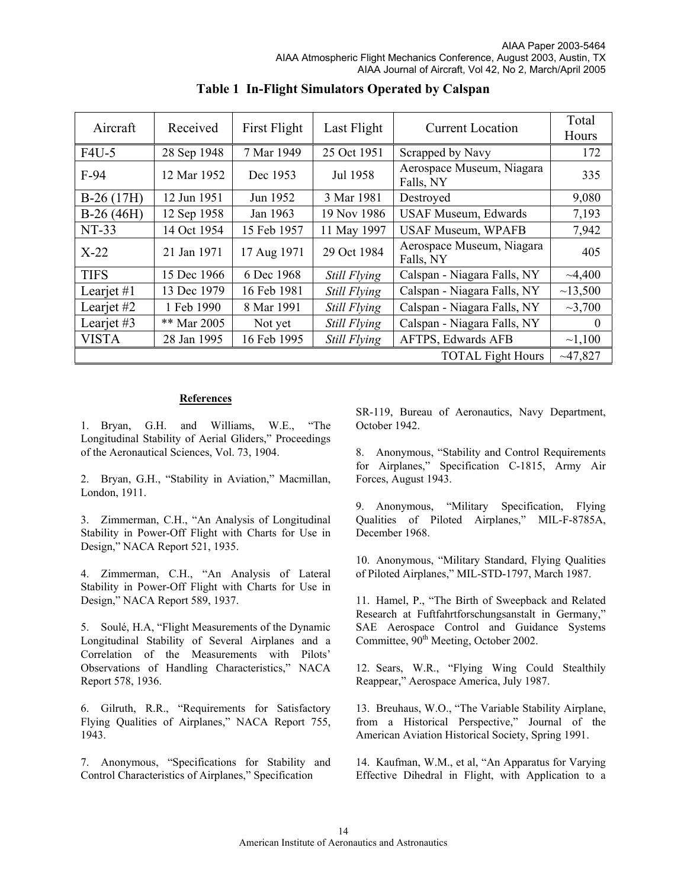**Table 1 In-Flight Simulators Operated by Calspan**

| Aircraft | Received | First Flight | Last Flight | Current Location | Total Hours |
|---|---|---|---|---|---|
| F4U-5 | 28 Sep 1948 | 7 Mar 1949 | 25 Oct 1951 | Scrapped by Navy | 172 |
| F-94 | 12 Mar 1952 | Dec 1953 | Jul 1958 | Aerospace Museum, Niagara Falls, NY | 335 |
| B-26 (17H) | 12 Jun 1951 | Jun 1952 | 3 Mar 1981 | Destroyed | 9,080 |
| B-26 (46H) | 12 Sep 1958 | Jan 1963 | 19 Nov 1986 | USAF Museum, Edwards | 7,193 |
| NT-33 | 14 Oct 1954 | 15 Feb 1957 | 11 May 1997 | USAF Museum, WPAFB | 7,942 |
| X-22 | 21 Jan 1971 | 17 Aug 1971 | 29 Oct 1984 | Aerospace Museum, Niagara Falls, NY | 405 |
| TIFS | 15 Dec 1966 | 6 Dec 1968 | *Still Flying* | Calspan - Niagara Falls, NY | ~4,400 |
| Learjet #1 | 13 Dec 1979 | 16 Feb 1981 | *Still Flying* | Calspan - Niagara Falls, NY | ~13,500 |
| Learjet #2 | 1 Feb 1990 | 8 Mar 1991 | *Still Flying* | Calspan - Niagara Falls, NY | ~3,700 |
| Learjet #3 | ** Mar 2005 | Not yet | *Still Flying* | Calspan - Niagara Falls, NY | 0 |
| VISTA | 28 Jan 1995 | 16 Feb 1995 | *Still Flying* | AFTPS, Edwards AFB | ~1,100 |
| | | | | TOTAL Fight Hours | ~47,827 |

## References

1. Bryan, G.H. and Williams, W.E., "The Longitudinal Stability of Aerial Gliders," Proceedings of the Aeronautical Sciences, Vol. 73, 1904.

2. Bryan, G.H., "Stability in Aviation," Macmillan, London, 1911.

3. Zimmerman, C.H., "An Analysis of Longitudinal Stability in Power-Off Flight with Charts for Use in Design," NACA Report 521, 1935.

4. Zimmerman, C.H., "An Analysis of Lateral Stability in Power-Off Flight with Charts for Use in Design," NACA Report 589, 1937.

5. Soulé, H.A, "Flight Measurements of the Dynamic Longitudinal Stability of Several Airplanes and a Correlation of the Measurements with Pilots' Observations of Handling Characteristics," NACA Report 578, 1936.

6. Gilruth, R.R., "Requirements for Satisfactory Flying Qualities of Airplanes," NACA Report 755, 1943.

7. Anonymous, "Specifications for Stability and Control Characteristics of Airplanes," Specification SR-119, Bureau of Aeronautics, Navy Department, October 1942.

8. Anonymous, "Stability and Control Requirements for Airplanes," Specification C-1815, Army Air Forces, August 1943.

9. Anonymous, "Military Specification, Flying Qualities of Piloted Airplanes," MIL-F-8785A, December 1968.

10. Anonymous, "Military Standard, Flying Qualities of Piloted Airplanes," MIL-STD-1797, March 1987.

11. Hamel, P., "The Birth of Sweepback and Related Research at Fuftfahrtforschungsanstalt in Germany," SAE Aerospace Control and Guidance Systems Committee, 90th Meeting, October 2002.

12. Sears, W.R., "Flying Wing Could Stealthily Reappear," Aerospace America, July 1987.

13. Breuhaus, W.O., "The Variable Stability Airplane, from a Historical Perspective," Journal of the American Aviation Historical Society, Spring 1991.

14. Kaufman, W.M., et al, "An Apparatus for Varying Effective Dihedral in Flight, with Application to a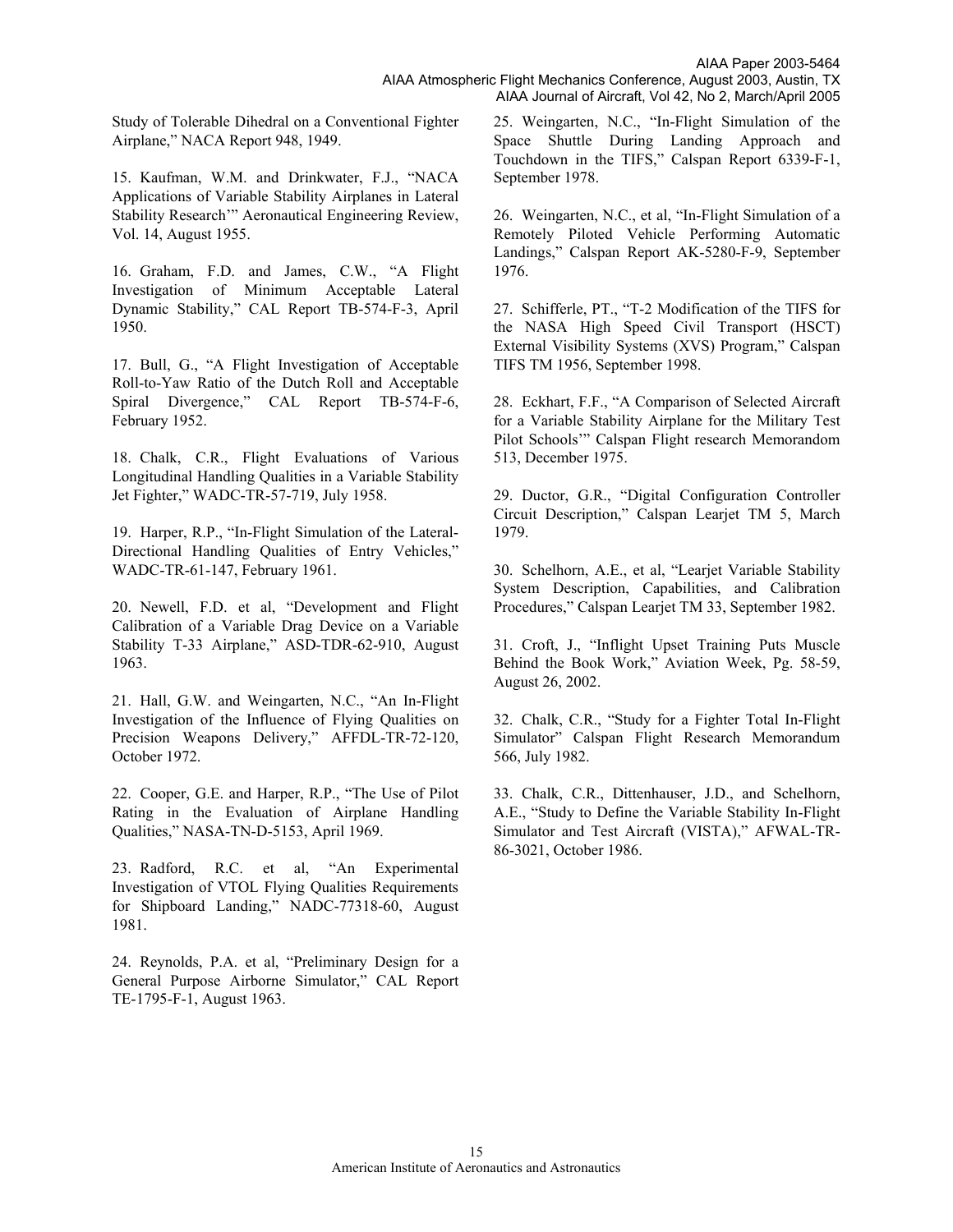Study of Tolerable Dihedral on a Conventional Fighter Airplane," NACA Report 948, 1949.

15. Kaufman, W.M. and Drinkwater, F.J., "NACA Applications of Variable Stability Airplanes in Lateral Stability Research'" Aeronautical Engineering Review, Vol. 14, August 1955.

16. Graham, F.D. and James, C.W., "A Flight Investigation of Minimum Acceptable Lateral Dynamic Stability," CAL Report TB-574-F-3, April 1950.

17. Bull, G., "A Flight Investigation of Acceptable Roll-to-Yaw Ratio of the Dutch Roll and Acceptable Spiral Divergence," CAL Report TB-574-F-6, February 1952.

18. Chalk, C.R., Flight Evaluations of Various Longitudinal Handling Qualities in a Variable Stability Jet Fighter," WADC-TR-57-719, July 1958.

19. Harper, R.P., "In-Flight Simulation of the Lateral-Directional Handling Qualities of Entry Vehicles," WADC-TR-61-147, February 1961.

20. Newell, F.D. et al, "Development and Flight Calibration of a Variable Drag Device on a Variable Stability T-33 Airplane," ASD-TDR-62-910, August 1963.

21. Hall, G.W. and Weingarten, N.C., "An In-Flight Investigation of the Influence of Flying Qualities on Precision Weapons Delivery," AFFDL-TR-72-120, October 1972.

22. Cooper, G.E. and Harper, R.P., "The Use of Pilot Rating in the Evaluation of Airplane Handling Qualities," NASA-TN-D-5153, April 1969.

23. Radford, R.C. et al, "An Experimental Investigation of VTOL Flying Qualities Requirements for Shipboard Landing," NADC-77318-60, August 1981.

24. Reynolds, P.A. et al, "Preliminary Design for a General Purpose Airborne Simulator," CAL Report TE-1795-F-1, August 1963.

25. Weingarten, N.C., "In-Flight Simulation of the Space Shuttle During Landing Approach and Touchdown in the TIFS," Calspan Report 6339-F-1, September 1978.

26. Weingarten, N.C., et al, "In-Flight Simulation of a Remotely Piloted Vehicle Performing Automatic Landings," Calspan Report AK-5280-F-9, September 1976.

27. Schifferle, PT., "T-2 Modification of the TIFS for the NASA High Speed Civil Transport (HSCT) External Visibility Systems (XVS) Program," Calspan TIFS TM 1956, September 1998.

28. Eckhart, F.F., "A Comparison of Selected Aircraft for a Variable Stability Airplane for the Military Test Pilot Schools'" Calspan Flight research Memorandom 513, December 1975.

29. Ductor, G.R., "Digital Configuration Controller Circuit Description," Calspan Learjet TM 5, March 1979.

30. Schelhorn, A.E., et al, "Learjet Variable Stability System Description, Capabilities, and Calibration Procedures," Calspan Learjet TM 33, September 1982.

31. Croft, J., "Inflight Upset Training Puts Muscle Behind the Book Work," Aviation Week, Pg. 58-59, August 26, 2002.

32. Chalk, C.R., "Study for a Fighter Total In-Flight Simulator" Calspan Flight Research Memorandum 566, July 1982.

33. Chalk, C.R., Dittenhauser, J.D., and Schelhorn, A.E., "Study to Define the Variable Stability In-Flight Simulator and Test Aircraft (VISTA)," AFWAL-TR-86-3021, October 1986.